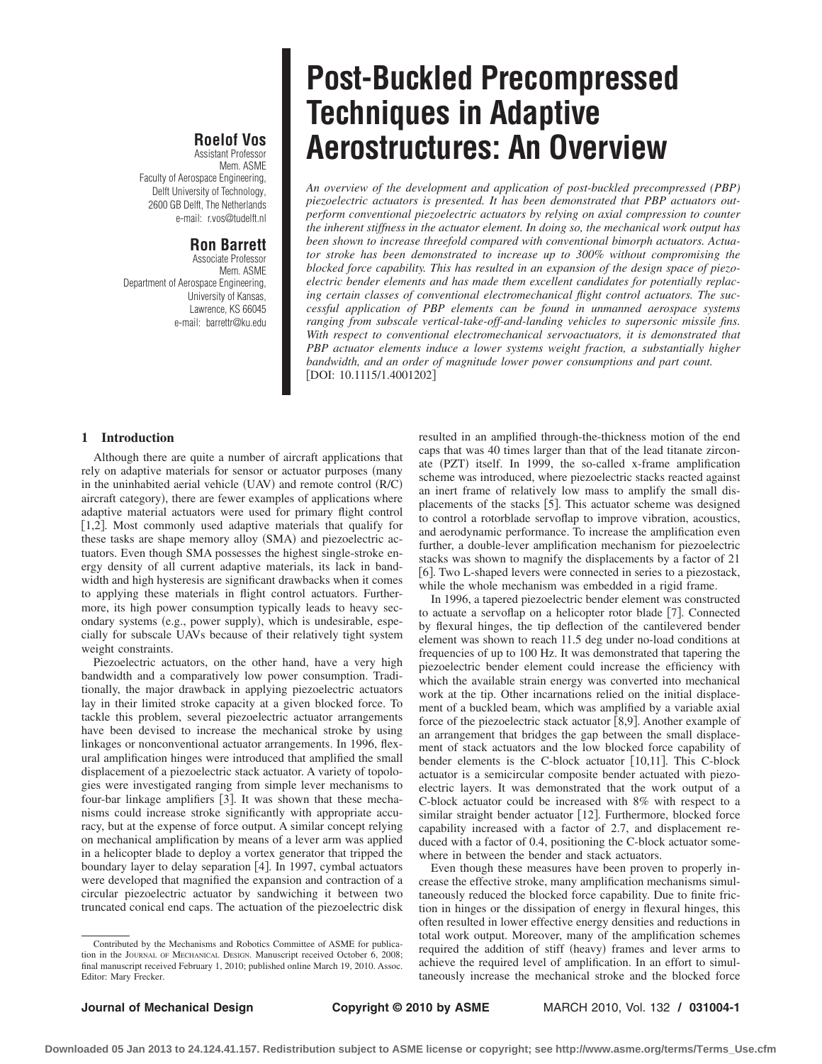# Post-Buckled Precompressed Techniques in Adaptive Aerostructures: An Overview

**Roelof Vos**
Assistant Professor
Mem. ASME
Faculty of Aerospace Engineering,
Delft University of Technology,
2600 GB Delft, The Netherlands
e-mail: r.vos@tudelft.nl

**Ron Barrett**
Associate Professor
Mem. ASME
Department of Aerospace Engineering,
University of Kansas,
Lawrence, KS 66045
e-mail: barrettr@ku.edu

*An overview of the development and application of post-buckled precompressed (PBP) piezoelectric actuators is presented. It has been demonstrated that PBP actuators outperform conventional piezoelectric actuators by relying on axial compression to counter the inherent stiffness in the actuator element. In doing so, the mechanical work output has been shown to increase threefold compared with conventional bimorph actuators. Actuator stroke has been demonstrated to increase up to 300% without compromising the blocked force capability. This has resulted in an expansion of the design space of piezoelectric bender elements and has made them excellent candidates for potentially replacing certain classes of conventional electromechanical flight control actuators. The successful application of PBP elements can be found in unmanned aerospace systems ranging from subscale vertical-take-off-and-landing vehicles to supersonic missile fins. With respect to conventional electromechanical servoactuators, it is demonstrated that PBP actuator elements induce a lower systems weight fraction, a substantially higher bandwidth, and an order of magnitude lower power consumptions and part count.*
[DOI: 10.1115/1.4001202]

## 1 Introduction

Although there are quite a number of aircraft applications that rely on adaptive materials for sensor or actuator purposes (many in the uninhabited aerial vehicle (UAV) and remote control (R/C) aircraft category), there are fewer examples of applications where adaptive material actuators were used for primary flight control [1,2]. Most commonly used adaptive materials that qualify for these tasks are shape memory alloy (SMA) and piezoelectric actuators. Even though SMA possesses the highest single-stroke energy density of all current adaptive materials, its lack in bandwidth and high hysteresis are significant drawbacks when it comes to applying these materials in flight control actuators. Furthermore, its high power consumption typically leads to heavy secondary systems (e.g., power supply), which is undesirable, especially for subscale UAVs because of their relatively tight system weight constraints.

Piezoelectric actuators, on the other hand, have a very high bandwidth and a comparatively low power consumption. Traditionally, the major drawback in applying piezoelectric actuators lay in their limited stroke capacity at a given blocked force. To tackle this problem, several piezoelectric actuator arrangements have been devised to increase the mechanical stroke by using linkages or nonconventional actuator arrangements. In 1996, flexural amplification hinges were introduced that amplified the small displacement of a piezoelectric stack actuator. A variety of topologies were investigated ranging from simple lever mechanisms to four-bar linkage amplifiers [3]. It was shown that these mechanisms could increase stroke significantly with appropriate accuracy, but at the expense of force output. A similar concept relying on mechanical amplification by means of a lever arm was applied in a helicopter blade to deploy a vortex generator that tripped the boundary layer to delay separation [4]. In 1997, cymbal actuators were developed that magnified the expansion and contraction of a circular piezoelectric actuator by sandwiching it between two truncated conical end caps. The actuation of the piezoelectric disk resulted in an amplified through-the-thickness motion of the end caps that was 40 times larger than that of the lead titanate zirconate (PZT) itself. In 1999, the so-called x-frame amplification scheme was introduced, where piezoelectric stacks reacted against an inert frame of relatively low mass to amplify the small displacements of the stacks [5]. This actuator scheme was designed to control a rotorblade servoflap to improve vibration, acoustics, and aerodynamic performance. To increase the amplification even further, a double-lever amplification mechanism for piezoelectric stacks was shown to magnify the displacements by a factor of 21 [6]. Two L-shaped levers were connected in series to a piezostack, while the whole mechanism was embedded in a rigid frame.

In 1996, a tapered piezoelectric bender element was constructed to actuate a servoflap on a helicopter rotor blade [7]. Connected by flexural hinges, the tip deflection of the cantilevered bender element was shown to reach 11.5 deg under no-load conditions at frequencies of up to 100 Hz. It was demonstrated that tapering the piezoelectric bender element could increase the efficiency with which the available strain energy was converted into mechanical work at the tip. Other incarnations relied on the initial displacement of a buckled beam, which was amplified by a variable axial force of the piezoelectric stack actuator [8,9]. Another example of an arrangement that bridges the gap between the small displacement of stack actuators and the low blocked force capability of bender elements is the C-block actuator [10,11]. This C-block actuator is a semicircular composite bender actuated with piezoelectric layers. It was demonstrated that the work output of a C-block actuator could be increased with 8% with respect to a similar straight bender actuator [12]. Furthermore, blocked force capability increased with a factor of 2.7, and displacement reduced with a factor of 0.4, positioning the C-block actuator somewhere in between the bender and stack actuators.

Even though these measures have been proven to properly increase the effective stroke, many amplification mechanisms simultaneously reduced the blocked force capability. Due to finite friction in hinges or the dissipation of energy in flexural hinges, this often resulted in lower effective energy densities and reductions in total work output. Moreover, many of the amplification schemes required the addition of stiff (heavy) frames and lever arms to achieve the required level of amplification. In an effort to simultaneously increase the mechanical stroke and the blocked force

Contributed by the Mechanisms and Robotics Committee of ASME for publication in the JOURNAL OF MECHANICAL DESIGN. Manuscript received October 6, 2008; final manuscript received February 1, 2010; published online March 19, 2010. Assoc. Editor: Mary Frecker.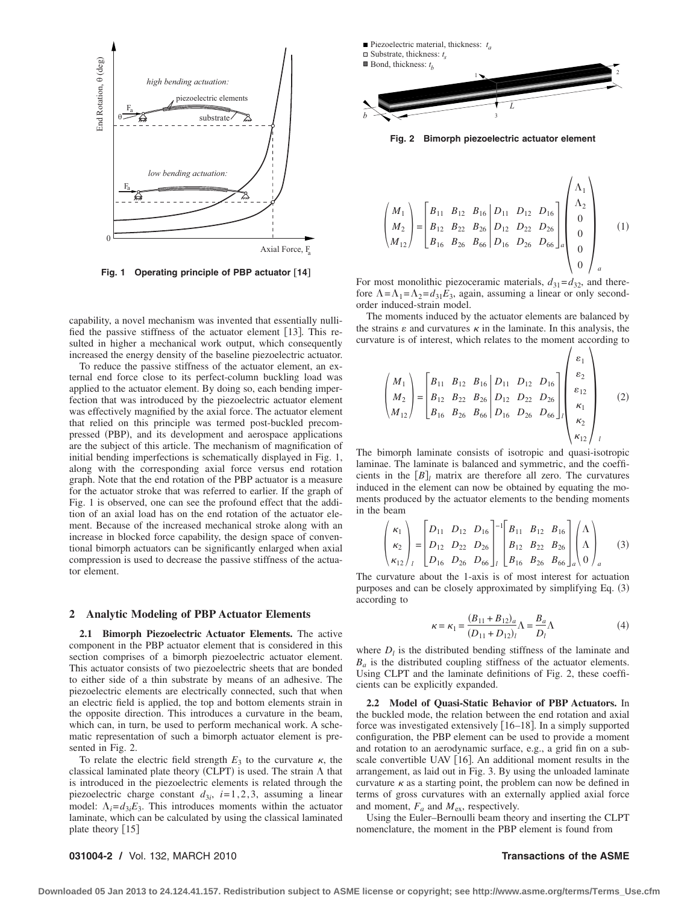Fig. 1 Operating principle of PBP actuator [14]

capability, a novel mechanism was invented that essentially nullified the passive stiffness of the actuator element [13]. This resulted in higher a mechanical work output, which consequently increased the energy density of the baseline piezoelectric actuator.

To reduce the passive stiffness of the actuator element, an external end force close to its perfect-column buckling load was applied to the actuator element. By doing so, each bending imperfection that was introduced by the piezoelectric actuator element was effectively magnified by the axial force. The actuator element that relied on this principle was termed post-buckled precompressed (PBP), and its development and aerospace applications are the subject of this article. The mechanism of magnification of initial bending imperfections is schematically displayed in Fig. 1, along with the corresponding axial force versus end rotation graph. Note that the end rotation of the PBP actuator is a measure for the actuator stroke that was referred to earlier. If the graph of Fig. 1 is observed, one can see the profound effect that the addition of an axial load has on the end rotation of the actuator element. Because of the increased mechanical stroke along with an increase in blocked force capability, the design space of conventional bimorph actuators can be significantly enlarged when axial compression is used to decrease the passive stiffness of the actuator element.

## 2 Analytic Modeling of PBP Actuator Elements

**2.1 Bimorph Piezoelectric Actuator Elements.** The active component in the PBP actuator element that is considered in this section comprises of a bimorph piezoelectric actuator element. This actuator consists of two piezoelectric sheets that are bonded to either side of a thin substrate by means of an adhesive. The piezoelectric elements are electrically connected, such that when an electric field is applied, the top and bottom elements strain in the opposite direction. This introduces a curvature in the beam, which can, in turn, be used to perform mechanical work. A schematic representation of such a bimorph actuator element is presented in Fig. 2.

To relate the electric field strength $E_3$ to the curvature $\kappa$, the classical laminated plate theory (CLPT) is used. The strain $\Lambda$ that is introduced in the piezoelectric elements is related through the piezoelectric charge constant $d_{3i}$, $i=1,2,3$, assuming a linear model: $\Lambda_i = d_{3i}E_3$. This introduces moments within the actuator laminate, which can be calculated by using the classical laminated plate theory [15]

Fig. 2 Bimorph piezoelectric actuator element

$$\begin{pmatrix} M_1 \\ M_2 \\ M_{12} \end{pmatrix} = \left[\begin{array}{ccc|ccc} B_{11} & B_{12} & B_{16} & D_{11} & D_{12} & D_{16} \\ B_{12} & B_{22} & B_{26} & D_{12} & D_{22} & D_{26} \\ B_{16} & B_{26} & B_{66} & D_{16} & D_{26} & D_{66} \end{array}\right]_a \begin{pmatrix} \Lambda_1 \\ \Lambda_2 \\ 0 \\ 0 \\ 0 \\ 0 \end{pmatrix}_a \tag{1}$$

For most monolithic piezoceramic materials, $d_{31}=d_{32}$, and therefore $\Lambda=\Lambda_1=\Lambda_2=d_{31}E_3$, again, assuming a linear or only second-order induced-strain model.

The moments induced by the actuator elements are balanced by the strains $\varepsilon$ and curvatures $\kappa$ in the laminate. In this analysis, the curvature is of interest, which relates to the moment according to

$$\begin{pmatrix} M_1 \\ M_2 \\ M_{12} \end{pmatrix} = \left[\begin{array}{ccc|ccc} B_{11} & B_{12} & B_{16} & D_{11} & D_{12} & D_{16} \\ B_{12} & B_{22} & B_{26} & D_{12} & D_{22} & D_{26} \\ B_{16} & B_{26} & B_{66} & D_{16} & D_{26} & D_{66} \end{array}\right]_l \begin{pmatrix} \varepsilon_1 \\ \varepsilon_2 \\ \varepsilon_{12} \\ \kappa_1 \\ \kappa_2 \\ \kappa_{12} \end{pmatrix}_l \tag{2}$$

The bimorph laminate consists of isotropic and quasi-isotropic laminae. The laminate is balanced and symmetric, and the coefficients in the $[B]_l$ matrix are therefore all zero. The curvatures induced in the element can now be obtained by equating the moments produced by the actuator elements to the bending moments in the beam

$$\begin{pmatrix} \kappa_1 \\ \kappa_2 \\ \kappa_{12} \end{pmatrix}_l = \begin{bmatrix} D_{11} & D_{12} & D_{16} \\ D_{12} & D_{22} & D_{26} \\ D_{16} & D_{26} & D_{66} \end{bmatrix}_l^{-1} \begin{bmatrix} B_{11} & B_{12} & B_{16} \\ B_{12} & B_{22} & B_{26} \\ B_{16} & B_{26} & B_{66} \end{bmatrix}_a \begin{pmatrix} \Lambda \\ \Lambda \\ 0 \end{pmatrix}_a \tag{3}$$

The curvature about the 1-axis is of most interest for actuation purposes and can be closely approximated by simplifying Eq. (3) according to

$$\kappa = \kappa_1 = \frac{(B_{11}+B_{12})_a}{(D_{11}+D_{12})_l}\Lambda = \frac{B_a}{D_l}\Lambda \tag{4}$$

where $D_l$ is the distributed bending stiffness of the laminate and $B_a$ is the distributed coupling stiffness of the actuator elements. Using CLPT and the laminate definitions of Fig. 2, these coefficients can be explicitly expanded.

**2.2 Model of Quasi-Static Behavior of PBP Actuators.** In the buckled mode, the relation between the end rotation and axial force was investigated extensively [16–18]. In a simply supported configuration, the PBP element can be used to provide a moment and rotation to an aerodynamic surface, e.g., a grid fin on a subscale convertible UAV [16]. An additional moment results in the arrangement, as laid out in Fig. 3. By using the unloaded laminate curvature $\kappa$ as a starting point, the problem can now be defined in terms of gross curvatures with an externally applied axial force and moment, $F_a$ and $M_{ex}$, respectively.

Using the Euler–Bernoulli beam theory and inserting the CLPT nomenclature, the moment in the PBP element is found from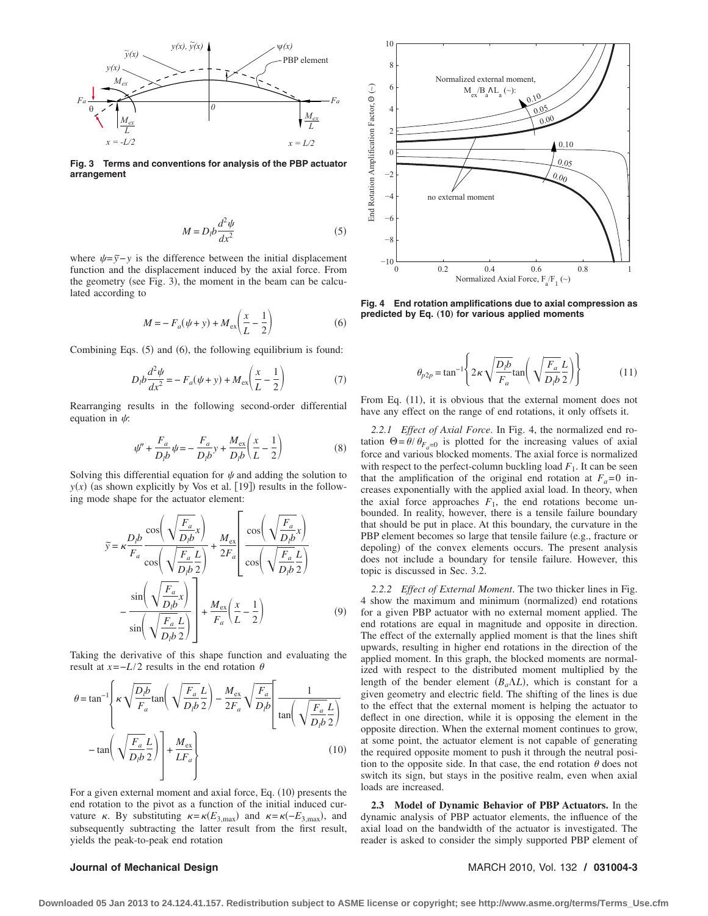Fig. 3 Terms and conventions for analysis of the PBP actuator arrangement

$$M = D_l b \frac{d^2\psi}{dx^2} \tag{5}$$

where $\psi = \tilde{y} - y$ is the difference between the initial displacement function and the displacement induced by the axial force. From the geometry (see Fig. 3), the moment in the beam can be calculated according to

$$M = -F_a(\psi + y) + M_{ex}\left(\frac{x}{L} - \frac{1}{2}\right) \tag{6}$$

Combining Eqs. (5) and (6), the following equilibrium is found:

$$D_l b \frac{d^2\psi}{dx^2} = -F_a(\psi + y) + M_{ex}\left(\frac{x}{L} - \frac{1}{2}\right) \tag{7}$$

Rearranging results in the following second-order differential equation in $\psi$:

$$\psi'' + \frac{F_a}{D_l b}\psi = -\frac{F_a}{D_l b}y + \frac{M_{ex}}{D_l b}\left(\frac{x}{L} - \frac{1}{2}\right) \tag{8}$$

Solving this differential equation for $\psi$ and adding the solution to $y(x)$ (as shown explicitly by Vos et al. [19]) results in the following mode shape for the actuator element:

$$\tilde{y} = \kappa \frac{D_l b}{F_a} \frac{\cos\left(\sqrt{\frac{F_a}{D_l b}}x\right)}{\cos\left(\sqrt{\frac{F_a}{D_l b}}\frac{L}{2}\right)} + \frac{M_{ex}}{2F_a}\left[\frac{\cos\left(\sqrt{\frac{F_a}{D_l b}}x\right)}{\cos\left(\sqrt{\frac{F_a}{D_l b}}\frac{L}{2}\right)} - \frac{\sin\left(\sqrt{\frac{F_a}{D_l b}}x\right)}{\sin\left(\sqrt{\frac{F_a}{D_l b}}\frac{L}{2}\right)}\right] + \frac{M_{ex}}{F_a}\left(\frac{x}{L} - \frac{1}{2}\right) \tag{9}$$

Taking the derivative of this shape function and evaluating the result at $x = -L/2$ results in the end rotation $\theta$

$$\theta = \tan^{-1}\left\{\kappa\sqrt{\frac{D_l b}{F_a}}\tan\left(\sqrt{\frac{F_a}{D_l b}}\frac{L}{2}\right) - \frac{M_{ex}}{2F_a}\sqrt{\frac{F_a}{D_l b}}\left[\frac{1}{\tan\left(\sqrt{\frac{F_a}{D_l b}}\frac{L}{2}\right)} - \tan\left(\sqrt{\frac{F_a}{D_l b}}\frac{L}{2}\right)\right] + \frac{M_{ex}}{LF_a}\right\} \tag{10}$$

For a given external moment and axial force, Eq. (10) presents the end rotation to the pivot as a function of the initial induced curvature $\kappa$. By substituting $\kappa = \kappa(E_{3,\max})$ and $\kappa = \kappa(-E_{3,\max})$, and subsequently subtracting the latter result from the first result, yields the peak-to-peak end rotation

Fig. 4 End rotation amplifications due to axial compression as predicted by Eq. (10) for various applied moments

$$\theta_{p2p} = \tan^{-1}\left\{2\kappa\sqrt{\frac{D_l b}{F_a}}\tan\left(\sqrt{\frac{F_a}{D_l b}}\frac{L}{2}\right)\right\} \tag{11}$$

From Eq. (11), it is obvious that the external moment does not have any effect on the range of end rotations, it only offsets it.

*2.2.1 Effect of Axial Force.* In Fig. 4, the normalized end rotation $\Theta = \theta/\theta_{F_a=0}$ is plotted for the increasing values of axial force and various blocked moments. The axial force is normalized with respect to the perfect-column buckling load $F_1$. It can be seen that the amplification of the original end rotation at $F_a = 0$ increases exponentially with the applied axial load. In theory, when the axial force approaches $F_1$, the end rotations become unbounded. In reality, however, there is a tensile failure boundary that should be put in place. At this boundary, the curvature in the PBP element becomes so large that tensile failure (e.g., fracture or depoling) of the convex elements occurs. The present analysis does not include a boundary for tensile failure. However, this topic is discussed in Sec. 3.2.

*2.2.2 Effect of External Moment.* The two thicker lines in Fig. 4 show the maximum and minimum (normalized) end rotations for a given PBP actuator with no external moment applied. The end rotations are equal in magnitude and opposite in direction. The effect of the externally applied moment is that the lines shift upwards, resulting in higher end rotations in the direction of the applied moment. In this graph, the blocked moments are normalized with respect to the distributed moment multiplied by the length of the bender element ($B_a \Lambda L$), which is constant for a given geometry and electric field. The shifting of the lines is due to the effect that the external moment is helping the actuator to deflect in one direction, while it is opposing the element in the opposite direction. When the external moment continues to grow, at some point, the actuator element is not capable of generating the required opposite moment to push it through the neutral position to the opposite side. In that case, the end rotation $\theta$ does not switch its sign, but stays in the positive realm, even when axial loads are increased.

**2.3 Model of Dynamic Behavior of PBP Actuators.** In the dynamic analysis of PBP actuator elements, the influence of the axial load on the bandwidth of the actuator is investigated. The reader is asked to consider the simply supported PBP element of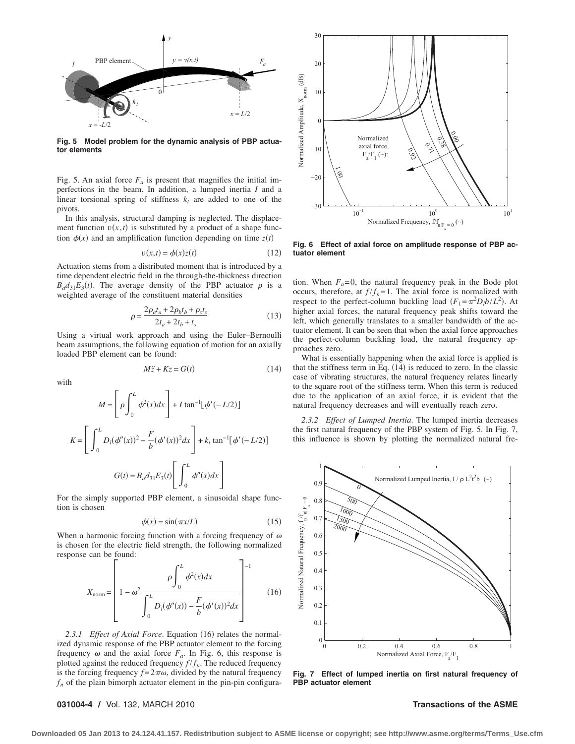**Fig. 5 Model problem for the dynamic analysis of PBP actuator elements**

Fig. 5. An axial force $F_a$ is present that magnifies the initial imperfections in the beam. In addition, a lumped inertia $I$ and a linear torsional spring of stiffness $k_t$ are added to one of the pivots.

In this analysis, structural damping is neglected. The displacement function $v(x,t)$ is substituted by a product of a shape function $\phi(x)$ and an amplification function depending on time $z(t)$

$$v(x,t) = \phi(x)z(t) \tag{12}$$

Actuation stems from a distributed moment that is introduced by a time dependent electric field in the through-the-thickness direction $B_a d_{31} E_3(t)$. The average density of the PBP actuator $\rho$ is a weighted average of the constituent material densities

$$\rho = \frac{2\rho_a t_a + 2\rho_b t_b + \rho_s t_s}{2t_a + 2t_b + t_s} \tag{13}$$

Using a virtual work approach and using the Euler–Bernoulli beam assumptions, the following equation of motion for an axially loaded PBP element can be found:

$$M\ddot{z} + Kz = G(t) \tag{14}$$

with

$$M = \left[\rho \int_0^L \phi^2(x)dx\right] + I \tan^{-1}[\phi'(-L/2)]$$

$$K = \left[\int_0^L D_l(\phi''(x))^2 - \frac{F}{b}(\phi'(x))^2 dx\right] + k_t \tan^{-1}[\phi'(-L/2)]$$

$$G(t) = B_a d_{31} E_3(t)\left[\int_0^L \phi''(x)dx\right]$$

For the simply supported PBP element, a sinusoidal shape function is chosen

$$\phi(x) = \sin(\pi x/L) \tag{15}$$

When a harmonic forcing function with a forcing frequency of $\omega$ is chosen for the electric field strength, the following normalized response can be found:

$$X_{\text{norm}} = \left[1 - \omega^2 \frac{\rho \int_0^L \phi^2(x)dx}{\int_0^L D_l(\phi''(x)) - \frac{F}{b}(\phi'(x))^2 dx}\right]^{-1} \tag{16}$$

*2.3.1 Effect of Axial Force.* Equation (16) relates the normalized dynamic response of the PBP actuator element to the forcing frequency $\omega$ and the axial force $F_a$. In Fig. 6, this response is plotted against the reduced frequency $f/f_n$. The reduced frequency is the forcing frequency $f = 2\pi\omega$, divided by the natural frequency $f_n$ of the plain bimorph actuator element in the pin-pin configuration. When $F_a = 0$, the natural frequency peak in the Bode plot occurs, therefore, at $f/f_n = 1$. The axial force is normalized with respect to the perfect-column buckling load ($F_1 = \pi^2 D_l b / L^2$). At higher axial forces, the natural frequency peak shifts toward the left, which generally translates to a smaller bandwidth of the actuator element. It can be seen that when the axial force approaches the perfect-column buckling load, the natural frequency approaches zero.

**Fig. 6 Effect of axial force on amplitude response of PBP actuator element**

What is essentially happening when the axial force is applied is that the stiffness term in Eq. (14) is reduced to zero. In the classic case of vibrating structures, the natural frequency relates linearly to the square root of the stiffness term. When this term is reduced due to the application of an axial force, it is evident that the natural frequency decreases and will eventually reach zero.

*2.3.2 Effect of Lumped Inertia.* The lumped inertia decreases the first natural frequency of the PBP system of Fig. 5. In Fig. 7, this influence is shown by plotting the normalized natural fre-

**Fig. 7 Effect of lumped inertia on first natural frequency of PBP actuator element**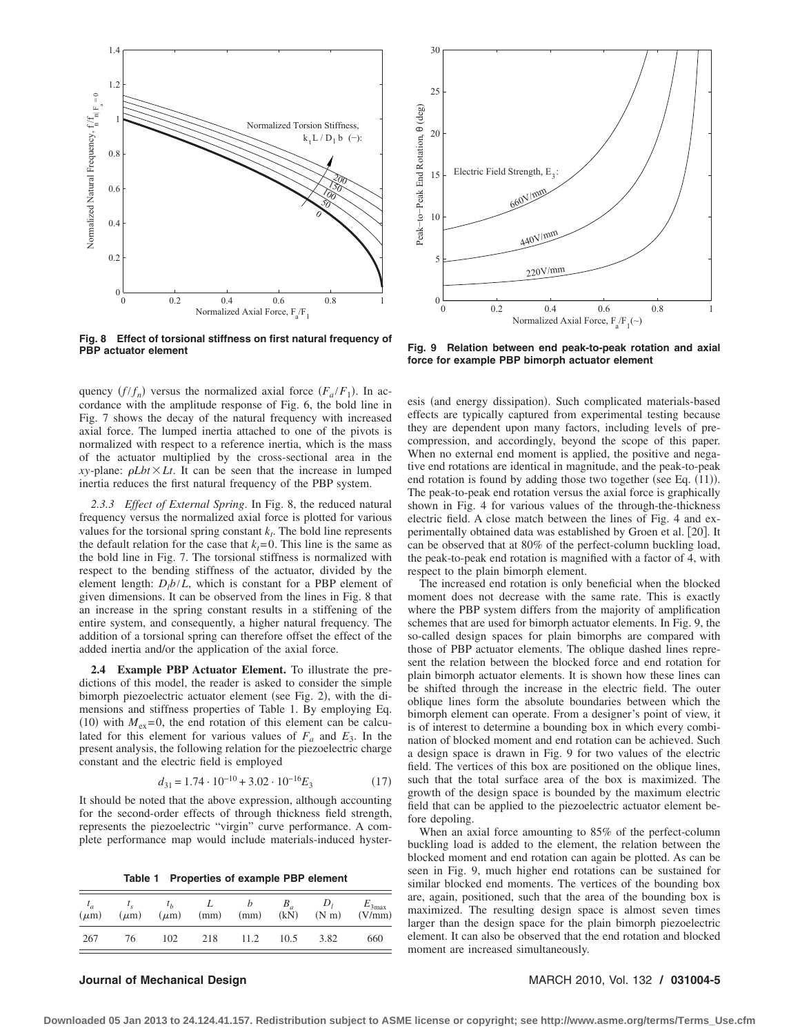Fig. 8 Effect of torsional stiffness on first natural frequency of PBP actuator element

Fig. 9 Relation between end peak-to-peak rotation and axial force for example PBP bimorph actuator element

quency $(f/f_n)$ versus the normalized axial force $(F_a/F_1)$. In accordance with the amplitude response of Fig. 6, the bold line in Fig. 7 shows the decay of the natural frequency with increased axial force. The lumped inertia attached to one of the pivots is normalized with respect to a reference inertia, which is the mass of the actuator multiplied by the cross-sectional area in the $xy$-plane: $\rho Lbt \times Lt$. It can be seen that the increase in lumped inertia reduces the first natural frequency of the PBP system.

*2.3.3 Effect of External Spring.* In Fig. 8, the reduced natural frequency versus the normalized axial force is plotted for various values for the torsional spring constant $k_t$. The bold line represents the default relation for the case that $k_t=0$. This line is the same as the bold line in Fig. 7. The torsional stiffness is normalized with respect to the bending stiffness of the actuator, divided by the element length: $D_l b/L$, which is constant for a PBP element of given dimensions. It can be observed from the lines in Fig. 8 that an increase in the spring constant results in a stiffening of the entire system, and consequently, a higher natural frequency. The addition of a torsional spring can therefore offset the effect of the added inertia and/or the application of the axial force.

**2.4 Example PBP Actuator Element.** To illustrate the predictions of this model, the reader is asked to consider the simple bimorph piezoelectric actuator element (see Fig. 2), with the dimensions and stiffness properties of Table 1. By employing Eq. (10) with $M_{ex}=0$, the end rotation of this element can be calculated for this element for various values of $F_a$ and $E_3$. In the present analysis, the following relation for the piezoelectric charge constant and the electric field is employed

$$d_{31} = 1.74 \cdot 10^{-10} + 3.02 \cdot 10^{-16} E_3 \tag{17}$$

It should be noted that the above expression, although accounting for the second-order effects of through thickness field strength, represents the piezoelectric "virgin" curve performance. A complete performance map would include materials-induced hysteresis (and energy dissipation). Such complicated materials-based effects are typically captured from experimental testing because they are dependent upon many factors, including levels of precompression, and accordingly, beyond the scope of this paper. When no external end moment is applied, the positive and negative end rotations are identical in magnitude, and the peak-to-peak end rotation is found by adding those two together (see Eq. (11)). The peak-to-peak end rotation versus the axial force is graphically shown in Fig. 4 for various values of the through-the-thickness electric field. A close match between the lines of Fig. 4 and experimentally obtained data was established by Groen et al. [20]. It can be observed that at 80% of the perfect-column buckling load, the peak-to-peak end rotation is magnified with a factor of 4, with respect to the plain bimorph element.

**Table 1 Properties of example PBP element**

| $t_a$ ($\mu$m) | $t_s$ ($\mu$m) | $t_b$ ($\mu$m) | $L$ (mm) | $b$ (mm) | $B_a$ (kN) | $D_l$ (N m) | $E_{3\max}$ (V/mm) |
|---|---|---|---|---|---|---|---|
| 267 | 76 | 102 | 218 | 11.2 | 10.5 | 3.82 | 660 |

The increased end rotation is only beneficial when the blocked moment does not decrease with the same rate. This is exactly where the PBP system differs from the majority of amplification schemes that are used for bimorph actuator elements. In Fig. 9, the so-called design spaces for plain bimorphs are compared with those of PBP actuator elements. The oblique dashed lines represent the relation between the blocked force and end rotation for plain bimorph actuator elements. It is shown how these lines can be shifted through the increase in the electric field. The outer oblique lines form the absolute boundaries between which the bimorph element can operate. From a designer's point of view, it is of interest to determine a bounding box in which every combination of blocked moment and end rotation can be achieved. Such a design space is drawn in Fig. 9 for two values of the electric field. The vertices of this box are positioned on the oblique lines, such that the total surface area of the box is maximized. The growth of the design space is bounded by the maximum electric field that can be applied to the piezoelectric actuator element before depoling.

When an axial force amounting to 85% of the perfect-column buckling load is added to the element, the relation between the blocked moment and end rotation can again be plotted. As can be seen in Fig. 9, much higher end rotations can be sustained for similar blocked end moments. The vertices of the bounding box are, again, positioned, such that the area of the bounding box is maximized. The resulting design space is almost seven times larger than the design space for the plain bimorph piezoelectric element. It can also be observed that the end rotation and blocked moment are increased simultaneously.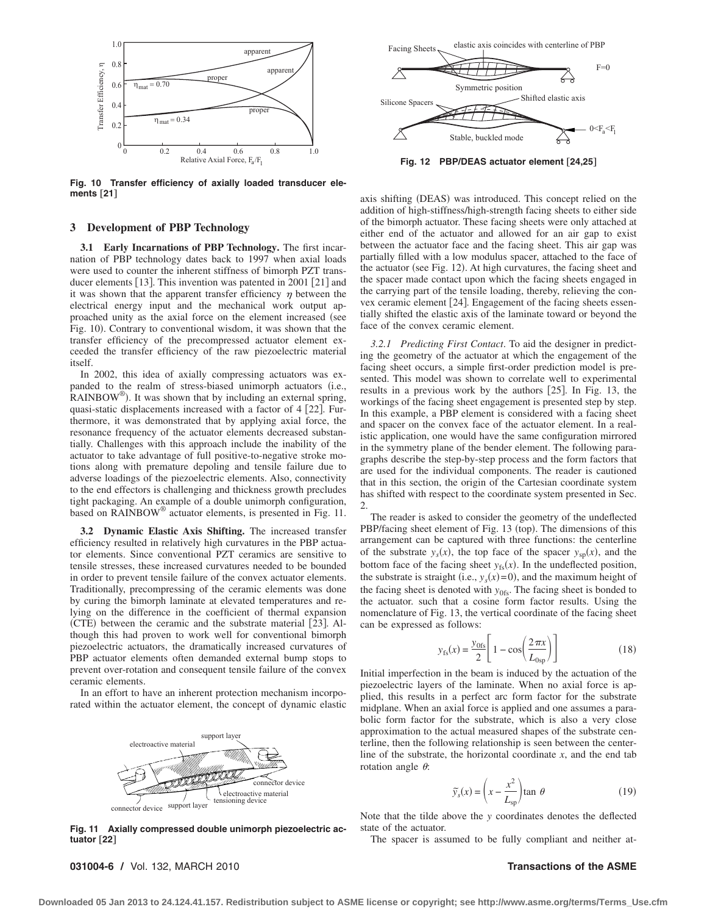1.0

0.8

0.6

0.4

0.2

0

Transfer Efficiency, η

apparent

apparent

proper

proper

$\eta_{mat} = 0.70$

$\eta_{mat} = 0.34$

0 0.2 0.4 0.6 0.8 1.0

Relative Axial Force, $F_a/F_l$

**Fig. 10 Transfer efficiency of axially loaded transducer elements [21]**

## 3 Development of PBP Technology

**3.1 Early Incarnations of PBP Technology.** The first incarnation of PBP technology dates back to 1997 when axial loads were used to counter the inherent stiffness of bimorph PZT transducer elements [13]. This invention was patented in 2001 [21] and it was shown that the apparent transfer efficiency $\eta$ between the electrical energy input and the mechanical work output approached unity as the axial force on the element increased (see Fig. 10). Contrary to conventional wisdom, it was shown that the transfer efficiency of the precompressed actuator element exceeded the transfer efficiency of the raw piezoelectric material itself.

In 2002, this idea of axially compressing actuators was expanded to the realm of stress-biased unimorph actuators (i.e., RAINBOW®). It was shown that by including an external spring, quasi-static displacements increased with a factor of 4 [22]. Furthermore, it was demonstrated that by applying axial force, the resonance frequency of the actuator elements decreased substantially. Challenges with this approach include the inability of the actuator to take advantage of full positive-to-negative stroke motions along with premature depoling and tensile failure due to adverse loadings of the piezoelectric elements. Also, connectivity to the end effectors is challenging and thickness growth precludes tight packaging. An example of a double unimorph configuration, based on RAINBOW® actuator elements, is presented in Fig. 11.

**3.2 Dynamic Elastic Axis Shifting.** The increased transfer efficiency resulted in relatively high curvatures in the PBP actuator elements. Since conventional PZT ceramics are sensitive to tensile stresses, these increased curvatures needed to be bounded in order to prevent tensile failure of the convex actuator elements. Traditionally, precompressing of the ceramic elements was done by curing the bimorph laminate at elevated temperatures and relying on the difference in the coefficient of thermal expansion (CTE) between the ceramic and the substrate material [23]. Although this had proven to work well for conventional bimorph piezoelectric actuators, the dramatically increased curvatures of PBP actuator elements often demanded external bump stops to prevent over-rotation and consequent tensile failure of the convex ceramic elements.

In an effort to have an inherent protection mechanism incorporated within the actuator element, the concept of dynamic elastic

support layer

electroactive material

connector device

electroactive material

tensioning device

connector device

support layer

**Fig. 11 Axially compressed double unimorph piezoelectric actuator [22]**

Facing Sheets

elastic axis coincides with centerline of PBP

F=0

Symmetric position

Silicone Spacers

Shifted elastic axis

$0<F_a<F_l$

Stable, buckled mode

**Fig. 12 PBP/DEAS actuator element [24,25]**

axis shifting (DEAS) was introduced. This concept relied on the addition of high-stiffness/high-strength facing sheets to either side of the bimorph actuator. These facing sheets were only attached at either end of the actuator and allowed for an air gap to exist between the actuator face and the facing sheet. This air gap was partially filled with a low modulus spacer, attached to the face of the actuator (see Fig. 12). At high curvatures, the facing sheet and the spacer made contact upon which the facing sheets engaged in the carrying part of the tensile loading, thereby, relieving the convex ceramic element [24]. Engagement of the facing sheets essentially shifted the elastic axis of the laminate toward or beyond the face of the convex ceramic element.

*3.2.1 Predicting First Contact.* To aid the designer in predicting the geometry of the actuator at which the engagement of the facing sheet occurs, a simple first-order prediction model is presented. This model was shown to correlate well to experimental results in a previous work by the authors [25]. In Fig. 13, the workings of the facing sheet engagement is presented step by step. In this example, a PBP element is considered with a facing sheet and spacer on the convex face of the actuator element. In a realistic application, one would have the same configuration mirrored in the symmetry plane of the bender element. The following paragraphs describe the step-by-step process and the form factors that are used for the individual components. The reader is cautioned that in this section, the origin of the Cartesian coordinate system has shifted with respect to the coordinate system presented in Sec. 2.

The reader is asked to consider the geometry of the undeflected PBP/facing sheet element of Fig. 13 (top). The dimensions of this arrangement can be captured with three functions: the centerline of the substrate $y_s(x)$, the top face of the spacer $y_{sp}(x)$, and the bottom face of the facing sheet $y_{fs}(x)$. In the undeflected position, the substrate is straight (i.e., $y_s(x)=0$), and the maximum height of the facing sheet is denoted with $y_{0fs}$. The facing sheet is bonded to the actuator. such that a cosine form factor results. Using the nomenclature of Fig. 13, the vertical coordinate of the facing sheet can be expressed as follows:

$$y_{fs}(x) = \frac{y_{0fs}}{2}\left[1 - \cos\left(\frac{2\pi x}{L_{0sp}}\right)\right] \tag{18}$$

Initial imperfection in the beam is induced by the actuation of the piezoelectric layers of the laminate. When no axial force is applied, this results in a perfect arc form factor for the substrate midplane. When an axial force is applied and one assumes a parabolic form factor for the substrate, which is also a very close approximation to the actual measured shapes of the substrate centerline, then the following relationship is seen between the centerline of the substrate, the horizontal coordinate $x$, and the end tab rotation angle $\theta$:

$$\tilde{y}_s(x) = \left(x - \frac{x^2}{L_{sp}}\right)\tan\,\theta \tag{19}$$

Note that the tilde above the $y$ coordinates denotes the deflected state of the actuator.

The spacer is assumed to be fully compliant and neither at-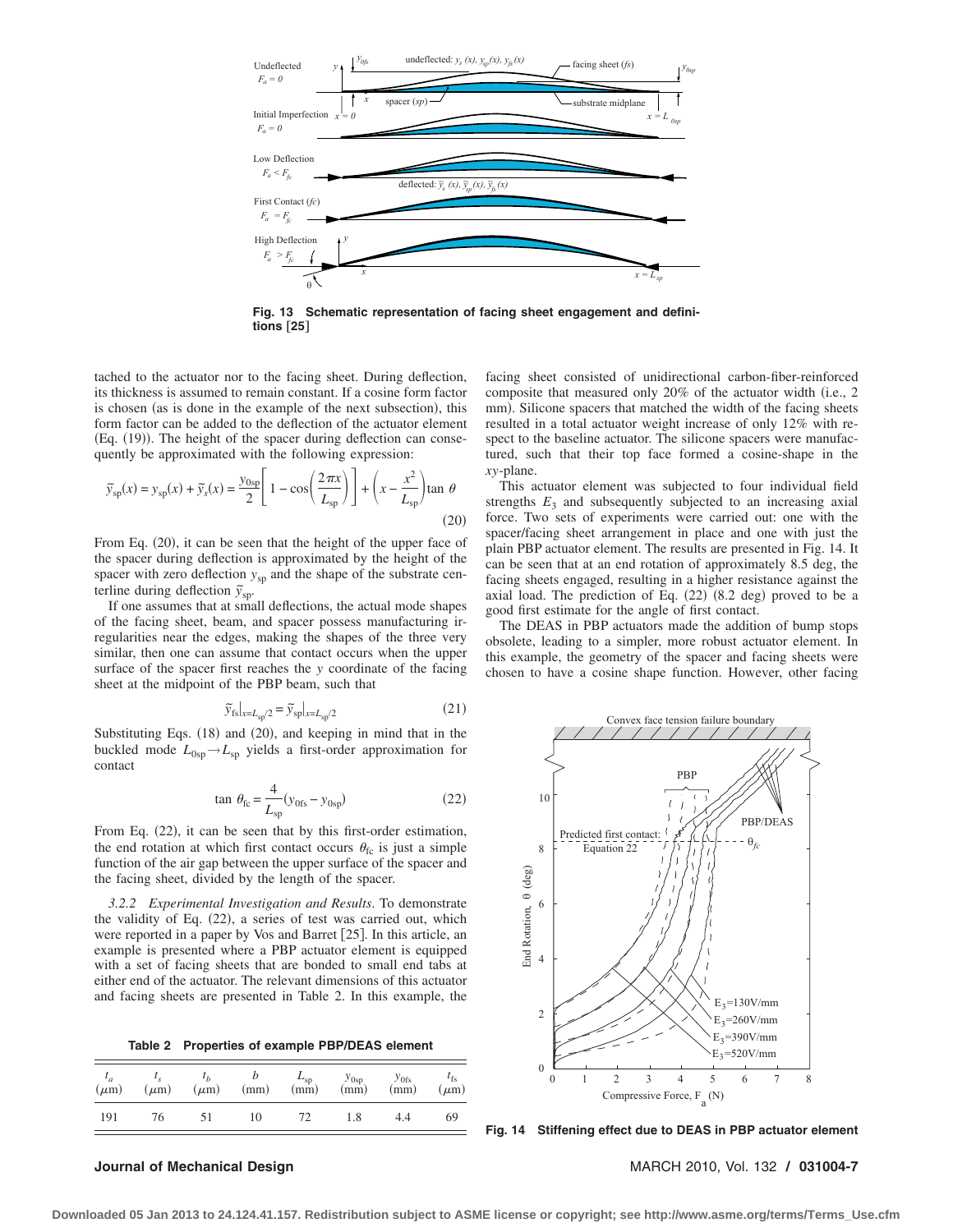Fig. 13 Schematic representation of facing sheet engagement and definitions [25]

tached to the actuator nor to the facing sheet. During deflection, its thickness is assumed to remain constant. If a cosine form factor is chosen (as is done in the example of the next subsection), this form factor can be added to the deflection of the actuator element (Eq. (19)). The height of the spacer during deflection can consequently be approximated with the following expression:

$$\tilde{y}_{\mathrm{sp}}(x) = y_{\mathrm{sp}}(x) + \tilde{y}_{s}(x) = \frac{y_{0\mathrm{sp}}}{2}\left[1 - \cos\left(\frac{2\pi x}{L_{\mathrm{sp}}}\right)\right] + \left(x - \frac{x^2}{L_{\mathrm{sp}}}\right)\tan\,\theta \tag{20}$$

From Eq. (20), it can be seen that the height of the upper face of the spacer during deflection is approximated by the height of the spacer with zero deflection $y_{\mathrm{sp}}$ and the shape of the substrate centerline during deflection $\tilde{y}_{\mathrm{sp}}$.

If one assumes that at small deflections, the actual mode shapes of the facing sheet, beam, and spacer possess manufacturing irregularities near the edges, making the shapes of the three very similar, then one can assume that contact occurs when the upper surface of the spacer first reaches the $y$ coordinate of the facing sheet at the midpoint of the PBP beam, such that

$$\tilde{y}_{\mathrm{fs}}|_{x=L_{\mathrm{sp}}/2} = \tilde{y}_{\mathrm{sp}}|_{x=L_{\mathrm{sp}}/2} \tag{21}$$

Substituting Eqs. (18) and (20), and keeping in mind that in the buckled mode $L_{0\mathrm{sp}} \rightarrow L_{\mathrm{sp}}$ yields a first-order approximation for contact

$$\tan\,\theta_{\mathrm{fc}} = \frac{4}{L_{\mathrm{sp}}}(y_{0\mathrm{fs}} - y_{0\mathrm{sp}}) \tag{22}$$

From Eq. (22), it can be seen that by this first-order estimation, the end rotation at which first contact occurs $\theta_{\mathrm{fc}}$ is just a simple function of the air gap between the upper surface of the spacer and the facing sheet, divided by the length of the spacer.

*3.2.2 Experimental Investigation and Results.* To demonstrate the validity of Eq. (22), a series of test was carried out, which were reported in a paper by Vos and Barret [25]. In this article, an example is presented where a PBP actuator element is equipped with a set of facing sheets that are bonded to small end tabs at either end of the actuator. The relevant dimensions of this actuator and facing sheets are presented in Table 2. In this example, the facing sheet consisted of unidirectional carbon-fiber-reinforced composite that measured only 20% of the actuator width (i.e., 2 mm). Silicone spacers that matched the width of the facing sheets resulted in a total actuator weight increase of only 12% with respect to the baseline actuator. The silicone spacers were manufactured, such that their top face formed a cosine-shape in the $xy$-plane.

This actuator element was subjected to four individual field strengths $E_3$ and subsequently subjected to an increasing axial force. Two sets of experiments were carried out: one with the spacer/facing sheet arrangement in place and one with just the plain PBP actuator element. The results are presented in Fig. 14. It can be seen that at an end rotation of approximately 8.5 deg, the facing sheets engaged, resulting in a higher resistance against the axial load. The prediction of Eq. (22) (8.2 deg) proved to be a good first estimate for the angle of first contact.

The DEAS in PBP actuators made the addition of bump stops obsolete, leading to a simpler, more robust actuator element. In this example, the geometry of the spacer and facing sheets were chosen to have a cosine shape function. However, other facing

**Table 2 Properties of example PBP/DEAS element**

| $t_a$ ($\mu$m) | $t_s$ ($\mu$m) | $t_b$ ($\mu$m) | $b$ (mm) | $L_{\mathrm{sp}}$ (mm) | $y_{0\mathrm{sp}}$ (mm) | $y_{0\mathrm{fs}}$ (mm) | $t_{\mathrm{fs}}$ ($\mu$m) |
|---|---|---|---|---|---|---|---|
| 191 | 76 | 51 | 10 | 72 | 1.8 | 4.4 | 69 |

Fig. 14 Stiffening effect due to DEAS in PBP actuator element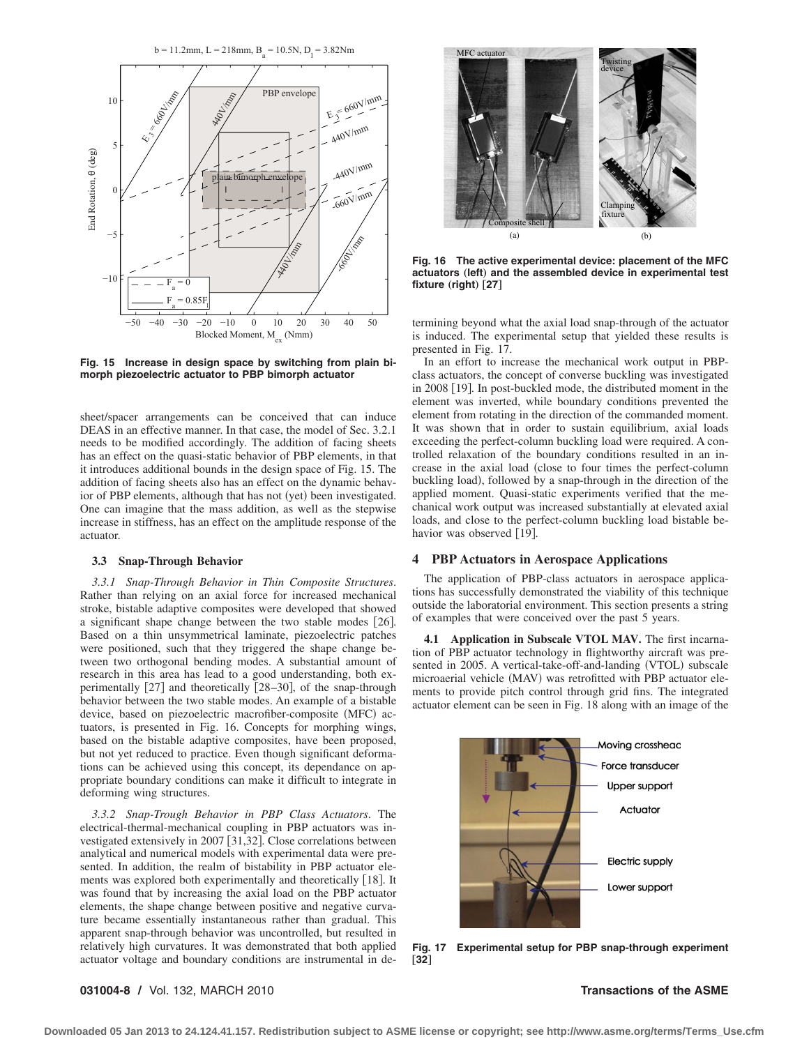Fig. 15 Increase in design space by switching from plain bimorph piezoelectric actuator to PBP bimorph actuator

sheet/spacer arrangements can be conceived that can induce DEAS in an effective manner. In that case, the model of Sec. 3.2.1 needs to be modified accordingly. The addition of facing sheets has an effect on the quasi-static behavior of PBP elements, in that it introduces additional bounds in the design space of Fig. 15. The addition of facing sheets also has an effect on the dynamic behavior of PBP elements, although that has not (yet) been investigated. One can imagine that the mass addition, as well as the stepwise increase in stiffness, has an effect on the amplitude response of the actuator.

### 3.3 Snap-Through Behavior

*3.3.1 Snap-Through Behavior in Thin Composite Structures.* Rather than relying on an axial force for increased mechanical stroke, bistable adaptive composites were developed that showed a significant shape change between the two stable modes [26]. Based on a thin unsymmetrical laminate, piezoelectric patches were positioned, such that they triggered the shape change between two orthogonal bending modes. A substantial amount of research in this area has lead to a good understanding, both experimentally [27] and theoretically [28–30], of the snap-through behavior between the two stable modes. An example of a bistable device, based on piezoelectric macrofiber-composite (MFC) actuators, is presented in Fig. 16. Concepts for morphing wings, based on the bistable adaptive composites, have been proposed, but not yet reduced to practice. Even though significant deformations can be achieved using this concept, its dependance on appropriate boundary conditions can make it difficult to integrate in deforming wing structures.

*3.3.2 Snap-Trough Behavior in PBP Class Actuators.* The electrical-thermal-mechanical coupling in PBP actuators was investigated extensively in 2007 [31,32]. Close correlations between analytical and numerical models with experimental data were presented. In addition, the realm of bistability in PBP actuator elements was explored both experimentally and theoretically [18]. It was found that by increasing the axial load on the PBP actuator elements, the shape change between positive and negative curvature became essentially instantaneous rather than gradual. This apparent snap-through behavior was uncontrolled, but resulted in relatively high curvatures. It was demonstrated that both applied actuator voltage and boundary conditions are instrumental in determining beyond what the axial load snap-through of the actuator is induced. The experimental setup that yielded these results is presented in Fig. 17.

Fig. 16 The active experimental device: placement of the MFC actuators (left) and the assembled device in experimental test fixture (right) [27]

In an effort to increase the mechanical work output in PBP-class actuators, the concept of converse buckling was investigated in 2008 [19]. In post-buckled mode, the distributed moment in the element was inverted, while boundary conditions prevented the element from rotating in the direction of the commanded moment. It was shown that in order to sustain equilibrium, axial loads exceeding the perfect-column buckling load were required. A controlled relaxation of the boundary conditions resulted in an increase in the axial load (close to four times the perfect-column buckling load), followed by a snap-through in the direction of the applied moment. Quasi-static experiments verified that the mechanical work output was increased substantially at elevated axial loads, and close to the perfect-column buckling load bistable behavior was observed [19].

## 4 PBP Actuators in Aerospace Applications

The application of PBP-class actuators in aerospace applications has successfully demonstrated the viability of this technique outside the laboratorial environment. This section presents a string of examples that were conceived over the past 5 years.

**4.1 Application in Subscale VTOL MAV.** The first incarnation of PBP actuator technology in flightworthy aircraft was presented in 2005. A vertical-take-off-and-landing (VTOL) subscale microaerial vehicle (MAV) was retrofitted with PBP actuator elements to provide pitch control through grid fins. The integrated actuator element can be seen in Fig. 18 along with an image of the

Fig. 17 Experimental setup for PBP snap-through experiment [32]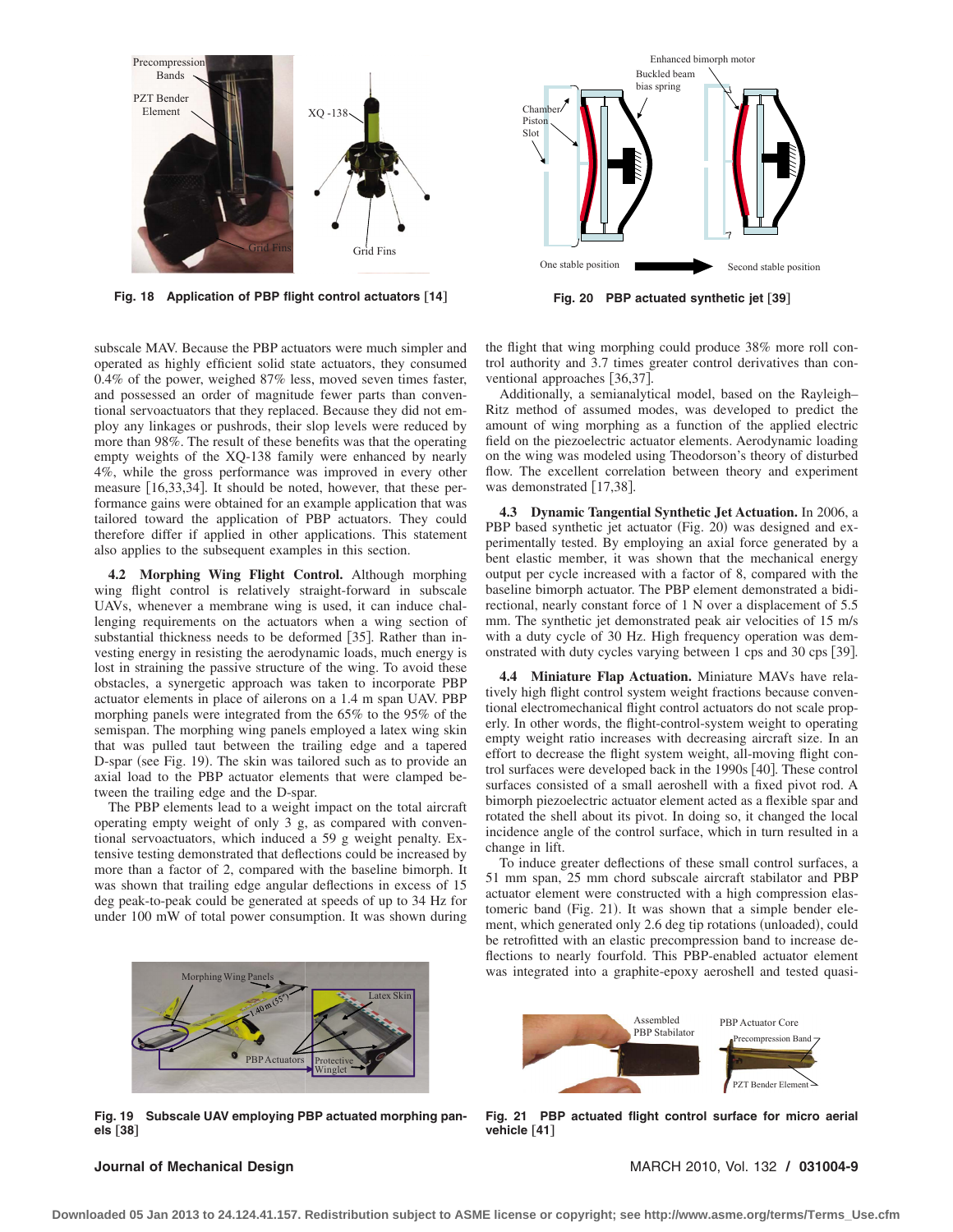Fig. 18 Application of PBP flight control actuators [14]

Fig. 20 PBP actuated synthetic jet [39]

subscale MAV. Because the PBP actuators were much simpler and operated as highly efficient solid state actuators, they consumed 0.4% of the power, weighed 87% less, moved seven times faster, and possessed an order of magnitude fewer parts than conventional servoactuators that they replaced. Because they did not employ any linkages or pushrods, their slop levels were reduced by more than 98%. The result of these benefits was that the operating empty weights of the XQ-138 family were enhanced by nearly 4%, while the gross performance was improved in every other measure [16,33,34]. It should be noted, however, that these performance gains were obtained for an example application that was tailored toward the application of PBP actuators. They could therefore differ if applied in other applications. This statement also applies to the subsequent examples in this section.

**4.2 Morphing Wing Flight Control.** Although morphing wing flight control is relatively straight-forward in subscale UAVs, whenever a membrane wing is used, it can induce challenging requirements on the actuators when a wing section of substantial thickness needs to be deformed [35]. Rather than investing energy in resisting the aerodynamic loads, much energy is lost in straining the passive structure of the wing. To avoid these obstacles, a synergetic approach was taken to incorporate PBP actuator elements in place of ailerons on a 1.4 m span UAV. PBP morphing panels were integrated from the 65% to the 95% of the semispan. The morphing wing panels employed a latex wing skin that was pulled taut between the trailing edge and a tapered D-spar (see Fig. 19). The skin was tailored such as to provide an axial load to the PBP actuator elements that were clamped between the trailing edge and the D-spar.

The PBP elements lead to a weight impact on the total aircraft operating empty weight of only 3 g, as compared with conventional servoactuators, which induced a 59 g weight penalty. Extensive testing demonstrated that deflections could be increased by more than a factor of 2, compared with the baseline bimorph. It was shown that trailing edge angular deflections in excess of 15 deg peak-to-peak could be generated at speeds of up to 34 Hz for under 100 mW of total power consumption. It was shown during the flight that wing morphing could produce 38% more roll control authority and 3.7 times greater control derivatives than conventional approaches [36,37].

Additionally, a semianalytical model, based on the Rayleigh–Ritz method of assumed modes, was developed to predict the amount of wing morphing as a function of the applied electric field on the piezoelectric actuator elements. Aerodynamic loading on the wing was modeled using Theodorson's theory of disturbed flow. The excellent correlation between theory and experiment was demonstrated [17,38].

**4.3 Dynamic Tangential Synthetic Jet Actuation.** In 2006, a PBP based synthetic jet actuator (Fig. 20) was designed and experimentally tested. By employing an axial force generated by a bent elastic member, it was shown that the mechanical energy output per cycle increased with a factor of 8, compared with the baseline bimorph actuator. The PBP element demonstrated a bidirectional, nearly constant force of 1 N over a displacement of 5.5 mm. The synthetic jet demonstrated peak air velocities of 15 m/s with a duty cycle of 30 Hz. High frequency operation was demonstrated with duty cycles varying between 1 cps and 30 cps [39].

**4.4 Miniature Flap Actuation.** Miniature MAVs have relatively high flight control system weight fractions because conventional electromechanical flight control actuators do not scale properly. In other words, the flight-control-system weight to operating empty weight ratio increases with decreasing aircraft size. In an effort to decrease the flight system weight, all-moving flight control surfaces were developed back in the 1990s [40]. These control surfaces consisted of a small aeroshell with a fixed pivot rod. A bimorph piezoelectric actuator element acted as a flexible spar and rotated the shell about its pivot. In doing so, it changed the local incidence angle of the control surface, which in turn resulted in a change in lift.

To induce greater deflections of these small control surfaces, a 51 mm span, 25 mm chord subscale aircraft stabilator and PBP actuator element were constructed with a high compression elastomeric band (Fig. 21). It was shown that a simple bender element, which generated only 2.6 deg tip rotations (unloaded), could be retrofitted with an elastic precompression band to increase deflections to nearly fourfold. This PBP-enabled actuator element was integrated into a graphite-epoxy aeroshell and tested quasi-

Fig. 19 Subscale UAV employing PBP actuated morphing panels [38]

Fig. 21 PBP actuated flight control surface for micro aerial vehicle [41]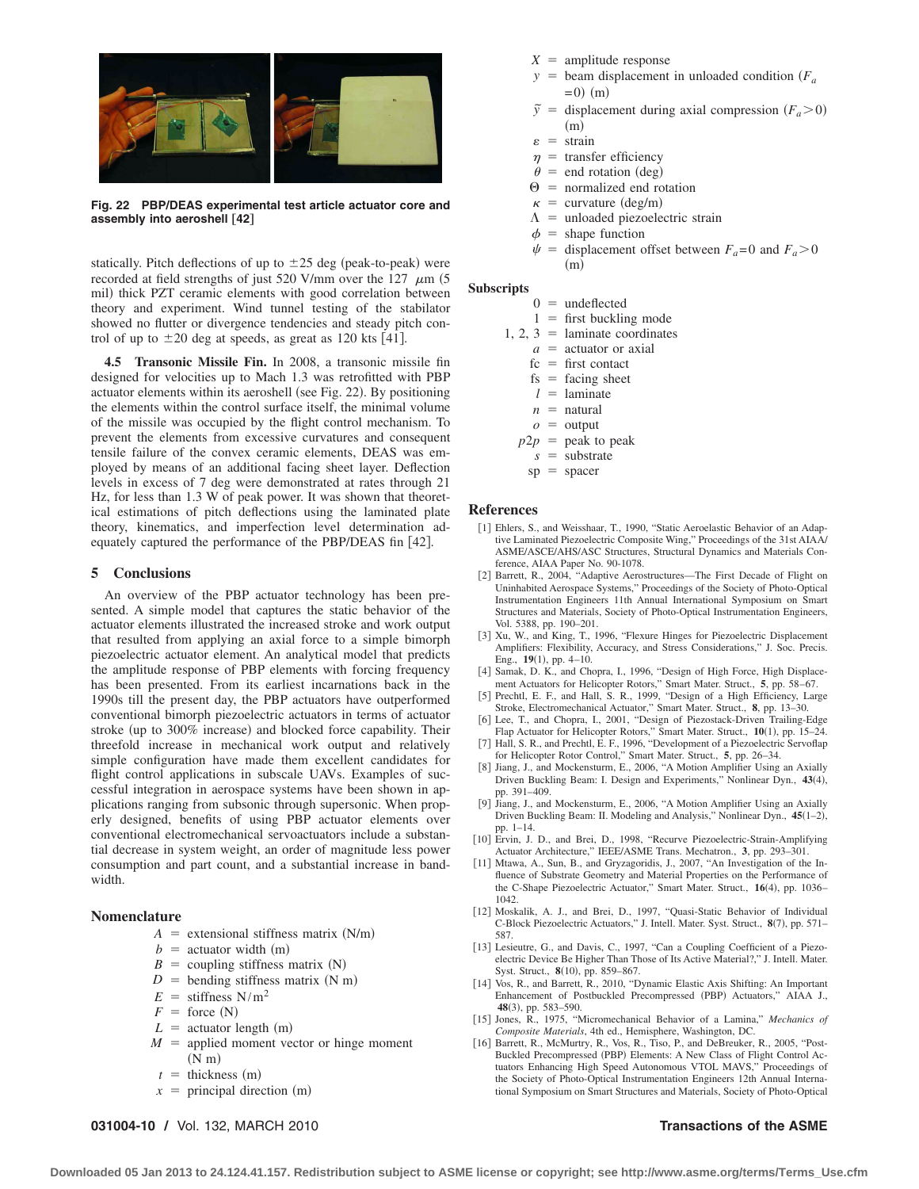Fig. 22 PBP/DEAS experimental test article actuator core and assembly into aeroshell [42]

statically. Pitch deflections of up to ±25 deg (peak-to-peak) were recorded at field strengths of just 520 V/mm over the 127 $\mu$m (5 mil) thick PZT ceramic elements with good correlation between theory and experiment. Wind tunnel testing of the stabilator showed no flutter or divergence tendencies and steady pitch control of up to ±20 deg at speeds, as great as 120 kts [41].

**4.5 Transonic Missile Fin.** In 2008, a transonic missile fin designed for velocities up to Mach 1.3 was retrofitted with PBP actuator elements within its aeroshell (see Fig. 22). By positioning the elements within the control surface itself, the minimal volume of the missile was occupied by the flight control mechanism. To prevent the elements from excessive curvatures and consequent tensile failure of the convex ceramic elements, DEAS was employed by means of an additional facing sheet layer. Deflection levels in excess of 7 deg were demonstrated at rates through 21 Hz, for less than 1.3 W of peak power. It was shown that theoretical estimations of pitch deflections using the laminated plate theory, kinematics, and imperfection level determination adequately captured the performance of the PBP/DEAS fin [42].

## 5 Conclusions

An overview of the PBP actuator technology has been presented. A simple model that captures the static behavior of the actuator elements illustrated the increased stroke and work output that resulted from applying an axial force to a simple bimorph piezoelectric actuator element. An analytical model that predicts the amplitude response of PBP elements with forcing frequency has been presented. From its earliest incarnations back in the 1990s till the present day, the PBP actuators have outperformed conventional bimorph piezoelectric actuators in terms of actuator stroke (up to 300% increase) and blocked force capability. Their threefold increase in mechanical work output and relatively simple configuration have made them excellent candidates for flight control applications in subscale UAVs. Examples of successful integration in aerospace systems have been shown in applications ranging from subsonic through supersonic. When properly designed, benefits of using PBP actuator elements over conventional electromechanical servoactuators include a substantial decrease in system weight, an order of magnitude less power consumption and part count, and a substantial increase in bandwidth.

## Nomenclature

- $A$ = extensional stiffness matrix (N/m)
- $b$ = actuator width (m)
- $B$ = coupling stiffness matrix (N)
- $D$ = bending stiffness matrix (N m)
- $E$ = stiffness N/m$^2$
- $F$ = force (N)
- $L$ = actuator length (m)
- $M$ = applied moment vector or hinge moment (N m)
- $t$ = thickness (m)
- $x$ = principal direction (m)
- $X$ = amplitude response
- $y$ = beam displacement in unloaded condition ($F_a$ $=0$) (m)
- $\tilde{y}$ = displacement during axial compression ($F_a>0$) (m)
- $\varepsilon$ = strain
- $\eta$ = transfer efficiency
- $\theta$ = end rotation (deg)
- $\Theta$ = normalized end rotation
- $\kappa$ = curvature (deg/m)
- $\Lambda$ = unloaded piezoelectric strain
- $\phi$ = shape function
- $\psi$ = displacement offset between $F_a=0$ and $F_a>0$ (m)

### Subscripts

- 0 = undeflected
- 1 = first buckling mode
- 1, 2, 3 = laminate coordinates
- $a$ = actuator or axial
- fc = first contact
- fs = facing sheet
- $l$ = laminate
- $n$ = natural
- $o$ = output
- $p2p$ = peak to peak
- $s$ = substrate
- sp = spacer

## References

[1] Ehlers, S., and Weisshaar, T., 1990, "Static Aeroelastic Behavior of an Adaptive Laminated Piezoelectric Composite Wing," Proceedings of the 31st AIAA/ASME/ASCE/AHS/ASC Structures, Structural Dynamics and Materials Conference, AIAA Paper No. 90-1078.

[2] Barrett, R., 2004, "Adaptive Aerostructures—The First Decade of Flight on Uninhabited Aerospace Systems," Proceedings of the Society of Photo-Optical Instrumentation Engineers 11th Annual International Symposium on Smart Structures and Materials, Society of Photo-Optical Instrumentation Engineers, Vol. 5388, pp. 190–201.

[3] Xu, W., and King, T., 1996, "Flexure Hinges for Piezoelectric Displacement Amplifiers: Flexibility, Accuracy, and Stress Considerations," J. Soc. Precis. Eng., **19**(1), pp. 4–10.

[4] Samak, D. K., and Chopra, I., 1996, "Design of High Force, High Displacement Actuators for Helicopter Rotors," Smart Mater. Struct., **5**, pp. 58–67.

[5] Prechtl, E. F., and Hall, S. R., 1999, "Design of a High Efficiency, Large Stroke, Electromechanical Actuator," Smart Mater. Struct., **8**, pp. 13–30.

[6] Lee, T., and Chopra, I., 2001, "Design of Piezostack-Driven Trailing-Edge Flap Actuator for Helicopter Rotors," Smart Mater. Struct., **10**(1), pp. 15–24.

[7] Hall, S. R., and Prechtl, E. F., 1996, "Development of a Piezoelectric Servoflap for Helicopter Rotor Control," Smart Mater. Struct., **5**, pp. 26–34.

[8] Jiang, J., and Mockensturm, E., 2006, "A Motion Amplifier Using an Axially Driven Buckling Beam: I. Design and Experiments," Nonlinear Dyn., **43**(4), pp. 391–409.

[9] Jiang, J., and Mockensturm, E., 2006, "A Motion Amplifier Using an Axially Driven Buckling Beam: II. Modeling and Analysis," Nonlinear Dyn., **45**(1–2), pp. 1–14.

[10] Ervin, J. D., and Brei, D., 1998, "Recurve Piezoelectric-Strain-Amplifying Actuator Architecture," IEEE/ASME Trans. Mechatron., **3**, pp. 293–301.

[11] Mtawa, A., Sun, B., and Gryzagoridis, J., 2007, "An Investigation of the Influence of Substrate Geometry and Material Properties on the Performance of the C-Shape Piezoelectric Actuator," Smart Mater. Struct., **16**(4), pp. 1036–1042.

[12] Moskalik, A. J., and Brei, D., 1997, "Quasi-Static Behavior of Individual C-Block Piezoelectric Actuators," J. Intell. Mater. Syst. Struct., **8**(7), pp. 571–587.

[13] Lesieutre, G., and Davis, C., 1997, "Can a Coupling Coefficient of a Piezoelectric Device Be Higher Than Those of Its Active Material?," J. Intell. Mater. Syst. Struct., **8**(10), pp. 859–867.

[14] Vos, R., and Barrett, R., 2010, "Dynamic Elastic Axis Shifting: An Important Enhancement of Postbuckled Precompressed (PBP) Actuators," AIAA J., **48**(3), pp. 583–590.

[15] Jones, R., 1975, "Micromechanical Behavior of a Lamina," *Mechanics of Composite Materials*, 4th ed., Hemisphere, Washington, DC.

[16] Barrett, R., McMurtry, R., Vos, R., Tiso, P., and DeBreuker, R., 2005, "Post-Buckled Precompressed (PBP) Elements: A New Class of Flight Control Actuators Enhancing High Speed Autonomous VTOL MAVS," Proceedings of the Society of Photo-Optical Instrumentation Engineers 12th Annual International Symposium on Smart Structures and Materials, Society of Photo-Optical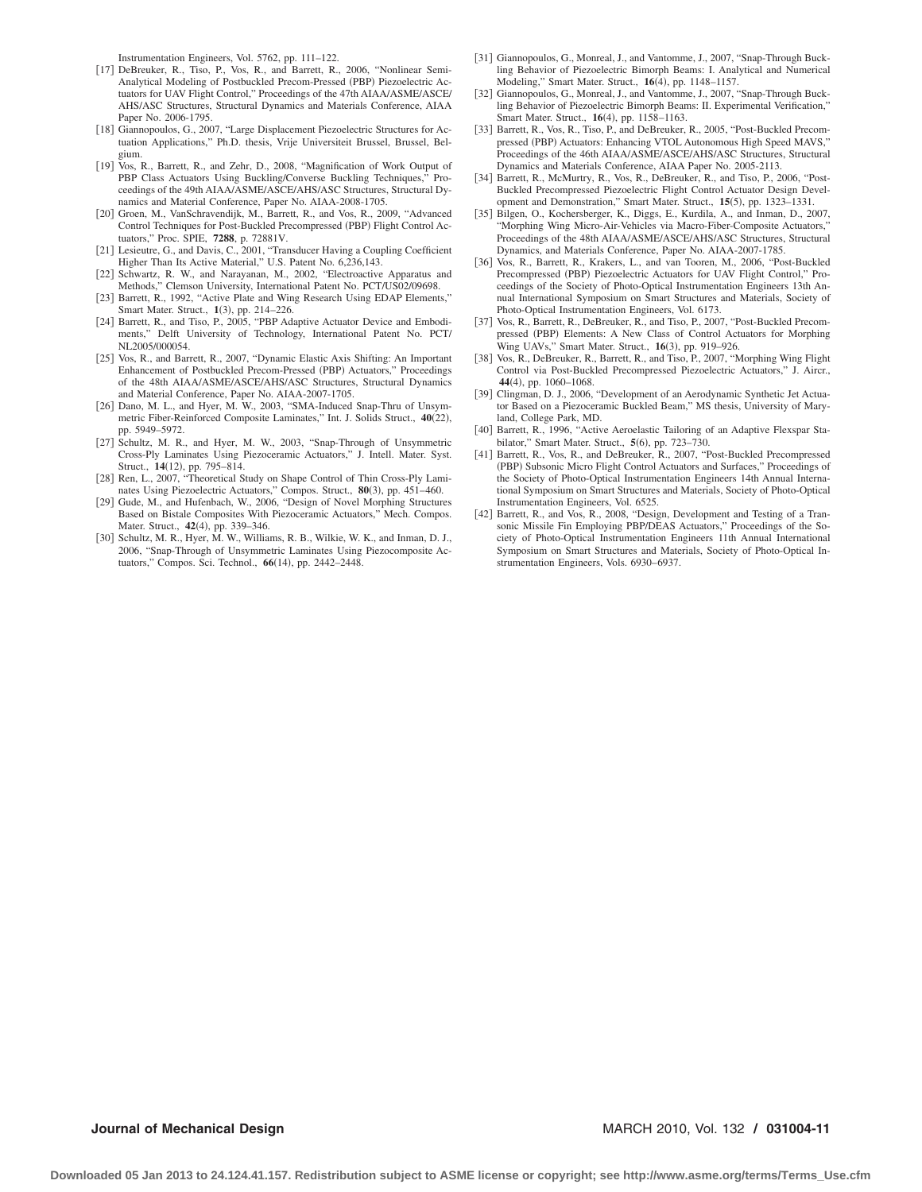Instrumentation Engineers, Vol. 5762, pp. 111–122.

[17] DeBreuker, R., Tiso, P., Vos, R., and Barrett, R., 2006, "Nonlinear Semi-Analytical Modeling of Postbuckled Precom-Pressed (PBP) Piezoelectric Actuators for UAV Flight Control," Proceedings of the 47th AIAA/ASME/ASCE/AHS/ASC Structures, Structural Dynamics and Materials Conference, AIAA Paper No. 2006-1795.

[18] Giannopoulos, G., 2007, "Large Displacement Piezoelectric Structures for Actuation Applications," Ph.D. thesis, Vrije Universiteit Brussel, Brussel, Belgium.

[19] Vos, R., Barrett, R., and Zehr, D., 2008, "Magnification of Work Output of PBP Class Actuators Using Buckling/Converse Buckling Techniques," Proceedings of the 49th AIAA/ASME/ASCE/AHS/ASC Structures, Structural Dynamics and Material Conference, Paper No. AIAA-2008-1705.

[20] Groen, M., VanSchravendijk, M., Barrett, R., and Vos, R., 2009, "Advanced Control Techniques for Post-Buckled Precompressed (PBP) Flight Control Actuators," Proc. SPIE, **7288**, p. 72881V.

[21] Lesieutre, G., and Davis, C., 2001, "Transducer Having a Coupling Coefficient Higher Than Its Active Material," U.S. Patent No. 6,236,143.

[22] Schwartz, R. W., and Narayanan, M., 2002, "Electroactive Apparatus and Methods," Clemson University, International Patent No. PCT/US02/09698.

[23] Barrett, R., 1992, "Active Plate and Wing Research Using EDAP Elements," Smart Mater. Struct., **1**(3), pp. 214–226.

[24] Barrett, R., and Tiso, P., 2005, "PBP Adaptive Actuator Device and Embodiments," Delft University of Technology, International Patent No. PCT/NL2005/000054.

[25] Vos, R., and Barrett, R., 2007, "Dynamic Elastic Axis Shifting: An Important Enhancement of Postbuckled Precom-Pressed (PBP) Actuators," Proceedings of the 48th AIAA/ASME/ASCE/AHS/ASC Structures, Structural Dynamics and Material Conference, Paper No. AIAA-2007-1705.

[26] Dano, M. L., and Hyer, M. W., 2003, "SMA-Induced Snap-Thru of Unsymmetric Fiber-Reinforced Composite Laminates," Int. J. Solids Struct., **40**(22), pp. 5949–5972.

[27] Schultz, M. R., and Hyer, M. W., 2003, "Snap-Through of Unsymmetric Cross-Ply Laminates Using Piezoceramic Actuators," J. Intell. Mater. Syst. Struct., **14**(12), pp. 795–814.

[28] Ren, L., 2007, "Theoretical Study on Shape Control of Thin Cross-Ply Laminates Using Piezoelectric Actuators," Compos. Struct., **80**(3), pp. 451–460.

[29] Gude, M., and Hufenbach, W., 2006, "Design of Novel Morphing Structures Based on Bistale Composites With Piezoceramic Actuators," Mech. Compos. Mater. Struct., **42**(4), pp. 339–346.

[30] Schultz, M. R., Hyer, M. W., Williams, R. B., Wilkie, W. K., and Inman, D. J., 2006, "Snap-Through of Unsymmetric Laminates Using Piezocomposite Actuators," Compos. Sci. Technol., **66**(14), pp. 2442–2448.

[31] Giannopoulos, G., Monreal, J., and Vantomme, J., 2007, "Snap-Through Buckling Behavior of Piezoelectric Bimorph Beams: I. Analytical and Numerical Modeling," Smart Mater. Struct., **16**(4), pp. 1148–1157.

[32] Giannopoulos, G., Monreal, J., and Vantomme, J., 2007, "Snap-Through Buckling Behavior of Piezoelectric Bimorph Beams: II. Experimental Verification," Smart Mater. Struct., **16**(4), pp. 1158–1163.

[33] Barrett, R., Vos, R., Tiso, P., and DeBreuker, R., 2005, "Post-Buckled Precompressed (PBP) Actuators: Enhancing VTOL Autonomous High Speed MAVS," Proceedings of the 46th AIAA/ASME/ASCE/AHS/ASC Structures, Structural Dynamics and Materials Conference, AIAA Paper No. 2005-2113.

[34] Barrett, R., McMurtry, R., Vos, R., DeBreuker, R., and Tiso, P., 2006, "Post-Buckled Precompressed Piezoelectric Flight Control Actuator Design Development and Demonstration," Smart Mater. Struct., **15**(5), pp. 1323–1331.

[35] Bilgen, O., Kochersberger, K., Diggs, E., Kurdila, A., and Inman, D., 2007, "Morphing Wing Micro-Air-Vehicles via Macro-Fiber-Composite Actuators," Proceedings of the 48th AIAA/ASME/ASCE/AHS/ASC Structures, Structural Dynamics, and Materials Conference, Paper No. AIAA-2007-1785.

[36] Vos, R., Barrett, R., Krakers, L., and van Tooren, M., 2006, "Post-Buckled Precompressed (PBP) Piezoelectric Actuators for UAV Flight Control," Proceedings of the Society of Photo-Optical Instrumentation Engineers 13th Annual International Symposium on Smart Structures and Materials, Society of Photo-Optical Instrumentation Engineers, Vol. 6173.

[37] Vos, R., Barrett, R., DeBreuker, R., and Tiso, P., 2007, "Post-Buckled Precompressed (PBP) Elements: A New Class of Control Actuators for Morphing Wing UAVs," Smart Mater. Struct., **16**(3), pp. 919–926.

[38] Vos, R., DeBreuker, R., Barrett, R., and Tiso, P., 2007, "Morphing Wing Flight Control via Post-Buckled Precompressed Piezoelectric Actuators," J. Aircr., **44**(4), pp. 1060–1068.

[39] Clingman, D. J., 2006, "Development of an Aerodynamic Synthetic Jet Actuator Based on a Piezoceramic Buckled Beam," MS thesis, University of Maryland, College Park, MD.

[40] Barrett, R., 1996, "Active Aeroelastic Tailoring of an Adaptive Flexspar Stabilator," Smart Mater. Struct., **5**(6), pp. 723–730.

[41] Barrett, R., Vos, R., and DeBreuker, R., 2007, "Post-Buckled Precompressed (PBP) Subsonic Micro Flight Control Actuators and Surfaces," Proceedings of the Society of Photo-Optical Instrumentation Engineers 14th Annual International Symposium on Smart Structures and Materials, Society of Photo-Optical Instrumentation Engineers, Vol. 6525.

[42] Barrett, R., and Vos, R., 2008, "Design, Development and Testing of a Transonic Missile Fin Employing PBP/DEAS Actuators," Proceedings of the Society of Photo-Optical Instrumentation Engineers 11th Annual International Symposium on Smart Structures and Materials, Society of Photo-Optical Instrumentation Engineers, Vols. 6930–6937.